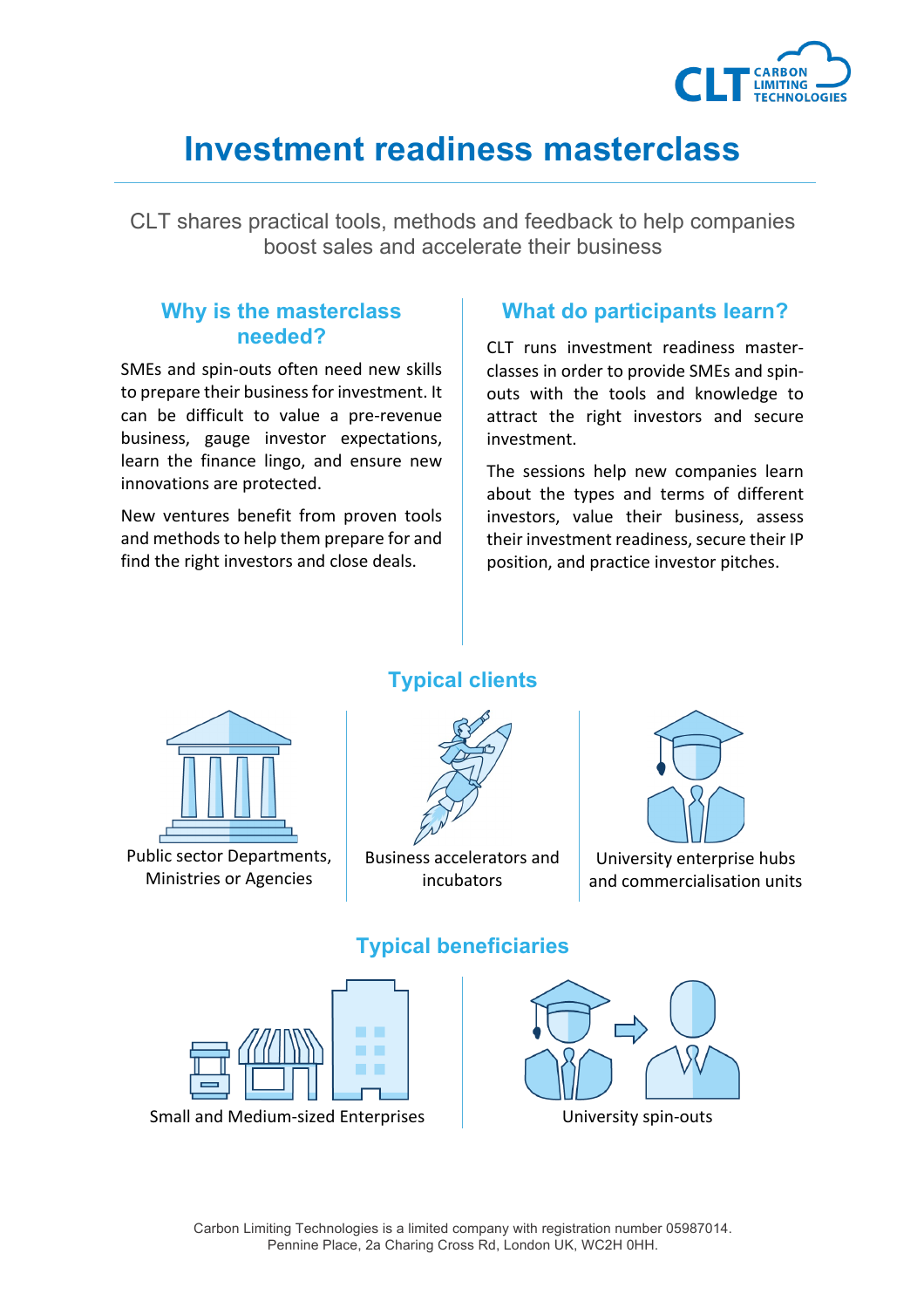# Investment readiness masterclass

CLT shares practical tools, methods and feedback to help companies boost sales and accelerate their business

## Why is the masterclass needed?

SMEs and spin-outs often need new skills to prepare their business for investment. It can be difficult to value a pre-revenue business, gauge investor expectations, learn the finance lingo, and ensure new innovations are protected.

New ventures benefit from proven tools and methods to help them prepare for and find the right investors and close deals.

## What do participants learn?

CLT runs investment readiness master-classes in order to provide SMEs and spin-outs with the tools and knowledge to attract the right investors and secure investment.

The sessions help new companies learn about the types and terms of different investors, value their business, assess their investment readiness, secure their IP position, and practice investor pitches.

## Typical clients

- Public sector Departments, Ministries or Agencies
- Business accelerators and incubators
- University enterprise hubs and commercialisation units

## Typical beneficiaries

- Small and Medium-sized Enterprises
- University spin-outs

Carbon Limiting Technologies is a limited company with registration number 05987014.
Pennine Place, 2a Charing Cross Rd, London UK, WC2H 0HH.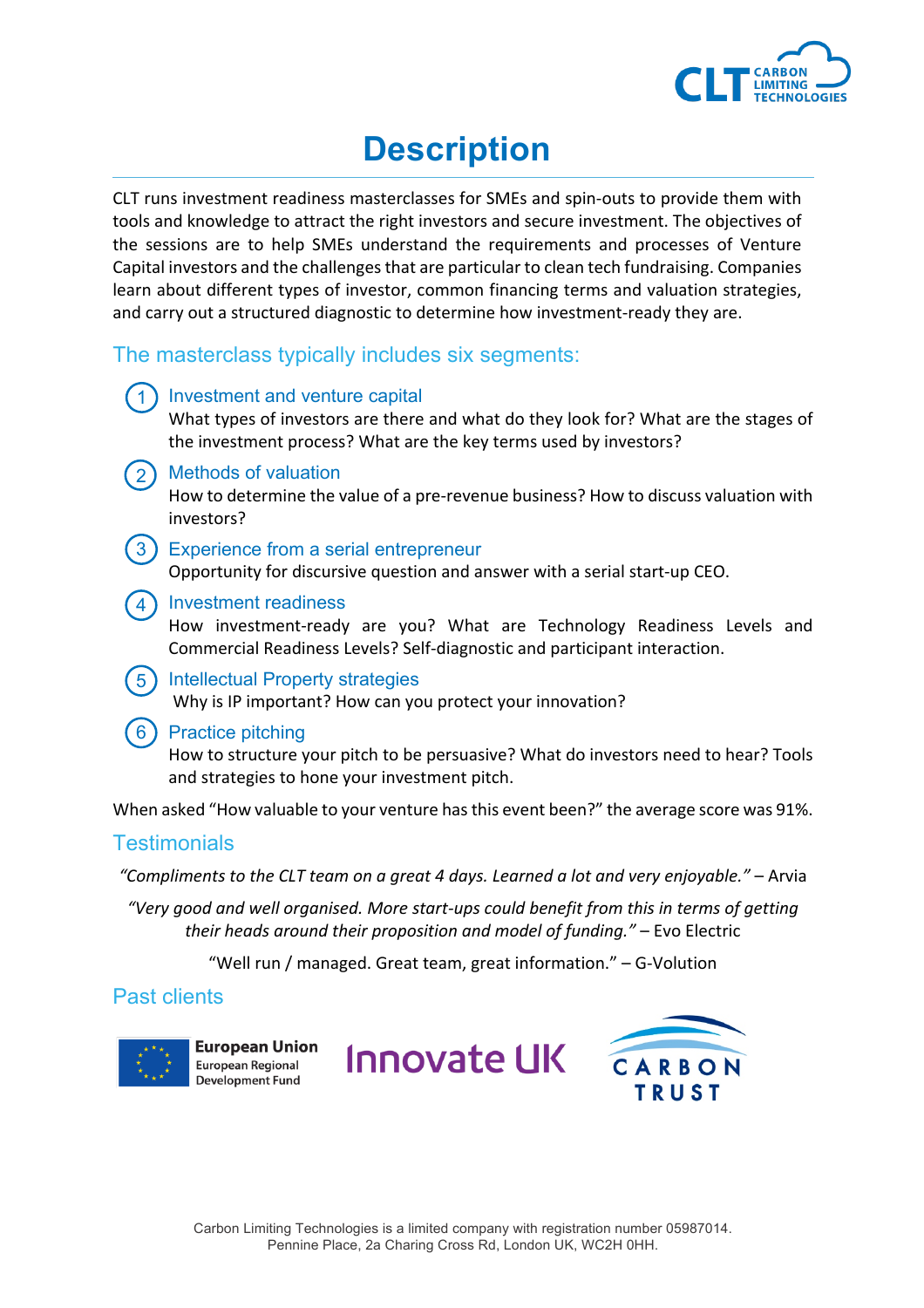# Description

CLT runs investment readiness masterclasses for SMEs and spin-outs to provide them with tools and knowledge to attract the right investors and secure investment. The objectives of the sessions are to help SMEs understand the requirements and processes of Venture Capital investors and the challenges that are particular to clean tech fundraising. Companies learn about different types of investor, common financing terms and valuation strategies, and carry out a structured diagnostic to determine how investment-ready they are.

## The masterclass typically includes six segments:

1. **Investment and venture capital**
   What types of investors are there and what do they look for? What are the stages of the investment process? What are the key terms used by investors?
2. **Methods of valuation**
   How to determine the value of a pre-revenue business? How to discuss valuation with investors?
3. **Experience from a serial entrepreneur**
   Opportunity for discursive question and answer with a serial start-up CEO.
4. **Investment readiness**
   How investment-ready are you? What are Technology Readiness Levels and Commercial Readiness Levels? Self-diagnostic and participant interaction.
5. **Intellectual Property strategies**
   Why is IP important? How can you protect your innovation?
6. **Practice pitching**
   How to structure your pitch to be persuasive? What do investors need to hear? Tools and strategies to hone your investment pitch.

When asked "How valuable to your venture has this event been?" the average score was 91%.

## Testimonials

*"Compliments to the CLT team on a great 4 days. Learned a lot and very enjoyable."* – Arvia

*"Very good and well organised. More start-ups could benefit from this in terms of getting their heads around their proposition and model of funding."* – Evo Electric

"Well run / managed. Great team, great information." – G-Volution

## Past clients

European Union
European Regional Development Fund

Innovate UK

CARBON TRUST

Carbon Limiting Technologies is a limited company with registration number 05987014.
Pennine Place, 2a Charing Cross Rd, London UK, WC2H 0HH.